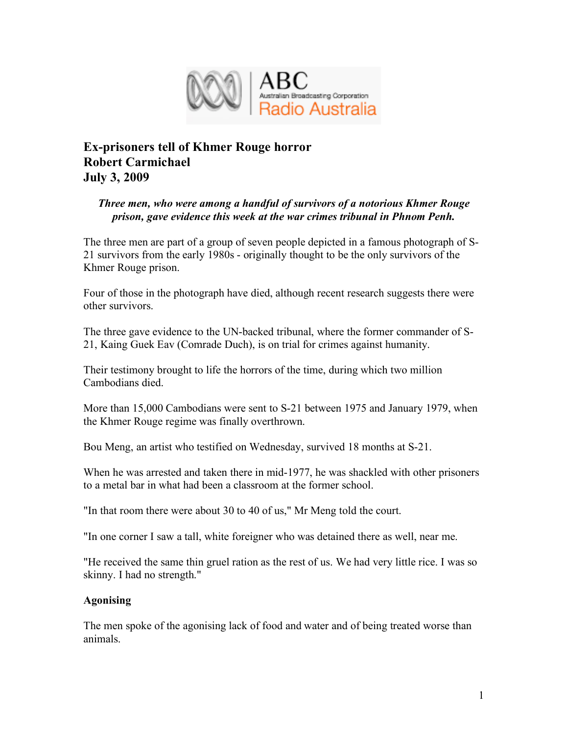# Ex-prisoners tell of Khmer Rouge horror

**Robert Carmichael**

**July 3, 2009**

***Three men, who were among a handful of survivors of a notorious Khmer Rouge prison, gave evidence this week at the war crimes tribunal in Phnom Penh.***

The three men are part of a group of seven people depicted in a famous photograph of S-21 survivors from the early 1980s - originally thought to be the only survivors of the Khmer Rouge prison.

Four of those in the photograph have died, although recent research suggests there were other survivors.

The three gave evidence to the UN-backed tribunal, where the former commander of S-21, Kaing Guek Eav (Comrade Duch), is on trial for crimes against humanity.

Their testimony brought to life the horrors of the time, during which two million Cambodians died.

More than 15,000 Cambodians were sent to S-21 between 1975 and January 1979, when the Khmer Rouge regime was finally overthrown.

Bou Meng, an artist who testified on Wednesday, survived 18 months at S-21.

When he was arrested and taken there in mid-1977, he was shackled with other prisoners to a metal bar in what had been a classroom at the former school.

"In that room there were about 30 to 40 of us," Mr Meng told the court.

"In one corner I saw a tall, white foreigner who was detained there as well, near me.

"He received the same thin gruel ration as the rest of us. We had very little rice. I was so skinny. I had no strength."

**Agonising**

The men spoke of the agonising lack of food and water and of being treated worse than animals.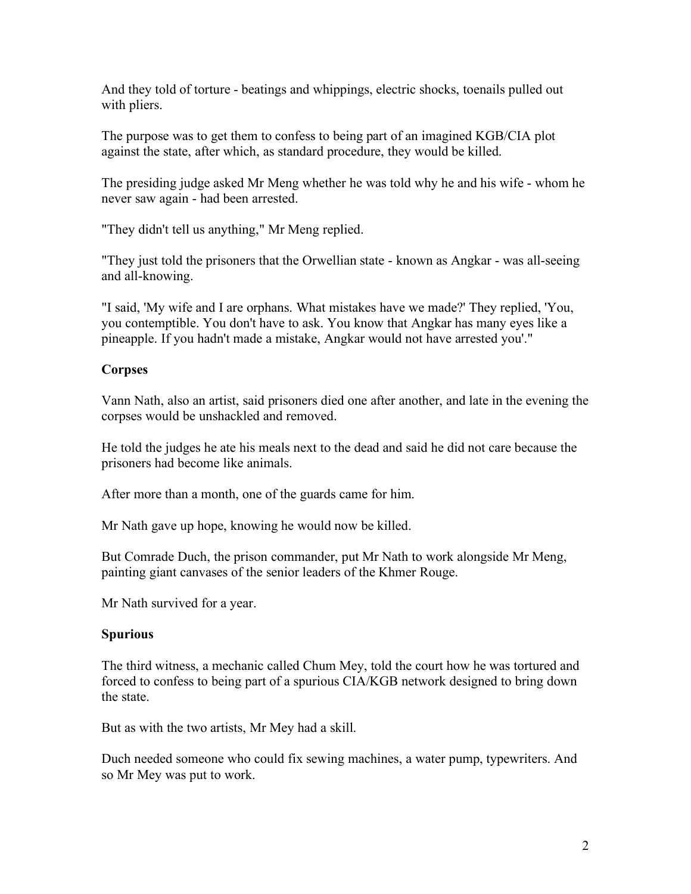And they told of torture - beatings and whippings, electric shocks, toenails pulled out with pliers.

The purpose was to get them to confess to being part of an imagined KGB/CIA plot against the state, after which, as standard procedure, they would be killed.

The presiding judge asked Mr Meng whether he was told why he and his wife - whom he never saw again - had been arrested.

"They didn't tell us anything," Mr Meng replied.

"They just told the prisoners that the Orwellian state - known as Angkar - was all-seeing and all-knowing.

"I said, 'My wife and I are orphans. What mistakes have we made?' They replied, 'You, you contemptible. You don't have to ask. You know that Angkar has many eyes like a pineapple. If you hadn't made a mistake, Angkar would not have arrested you'."

**Corpses**

Vann Nath, also an artist, said prisoners died one after another, and late in the evening the corpses would be unshackled and removed.

He told the judges he ate his meals next to the dead and said he did not care because the prisoners had become like animals.

After more than a month, one of the guards came for him.

Mr Nath gave up hope, knowing he would now be killed.

But Comrade Duch, the prison commander, put Mr Nath to work alongside Mr Meng, painting giant canvases of the senior leaders of the Khmer Rouge.

Mr Nath survived for a year.

**Spurious**

The third witness, a mechanic called Chum Mey, told the court how he was tortured and forced to confess to being part of a spurious CIA/KGB network designed to bring down the state.

But as with the two artists, Mr Mey had a skill.

Duch needed someone who could fix sewing machines, a water pump, typewriters. And so Mr Mey was put to work.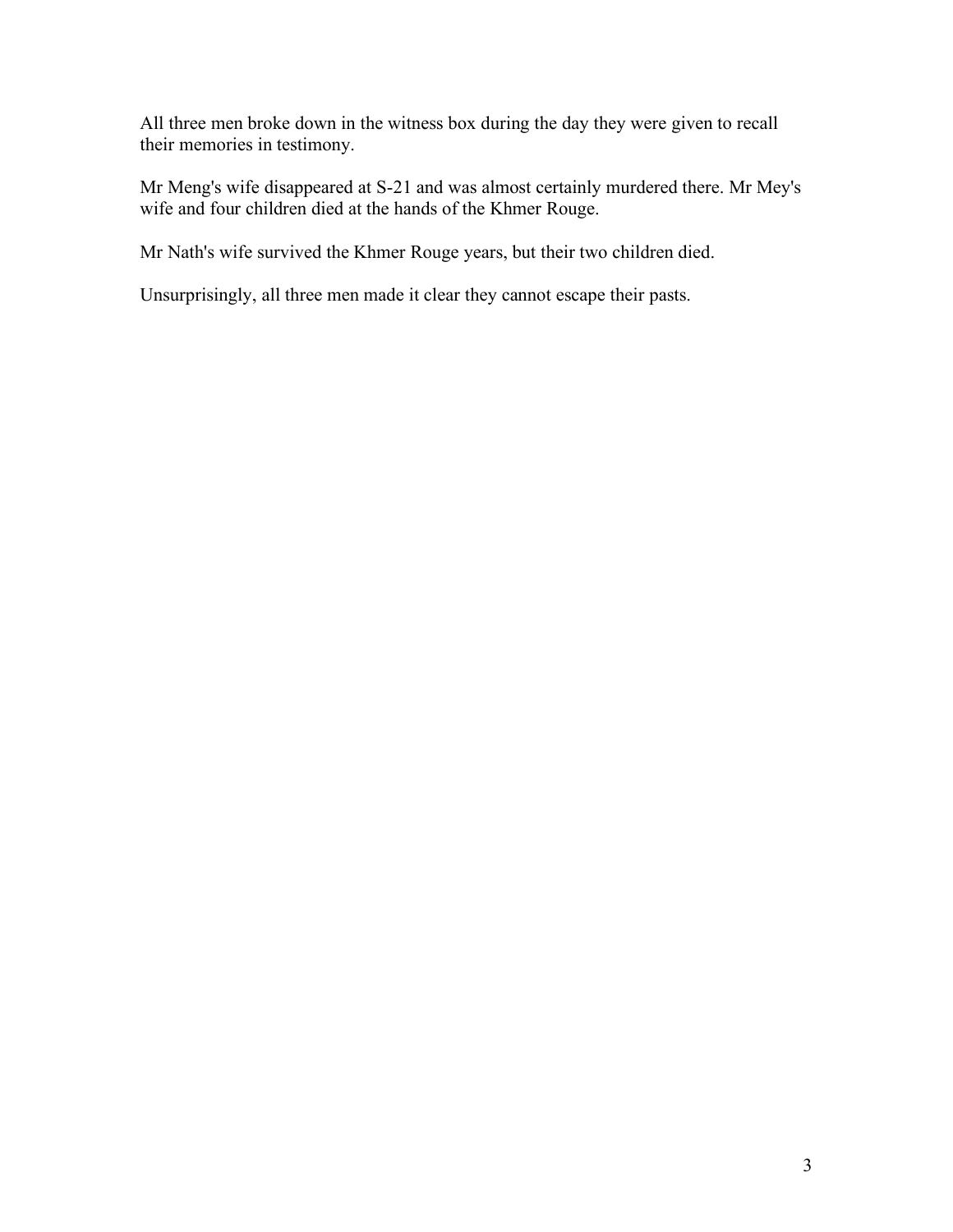All three men broke down in the witness box during the day they were given to recall their memories in testimony.

Mr Meng's wife disappeared at S-21 and was almost certainly murdered there. Mr Mey's wife and four children died at the hands of the Khmer Rouge.

Mr Nath's wife survived the Khmer Rouge years, but their two children died.

Unsurprisingly, all three men made it clear they cannot escape their pasts.